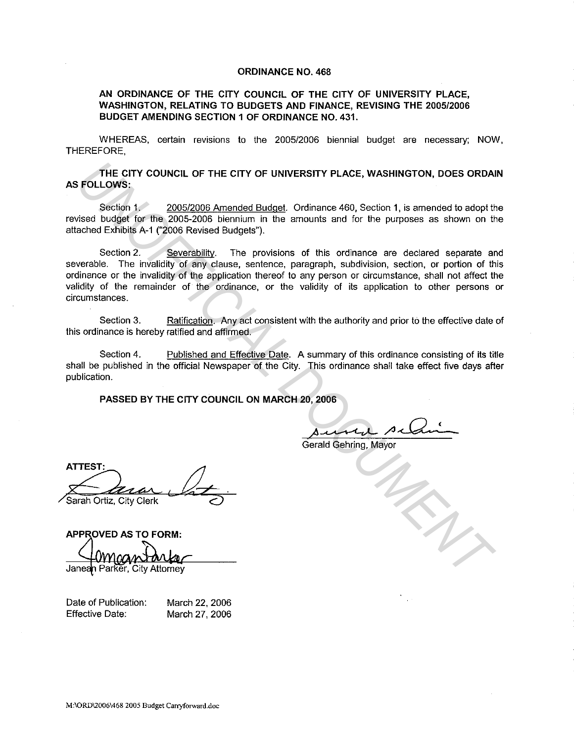# ORDINANCE NO. 468

## AN ORDINANCE OF THE CITY COUNCIL OF THE CITY OF UNIVERSITY PLACE, WASHINGTON, RELATING TO BUDGETS AND FINANCE, REVISING THE 2005/2006 BUDGET AMENDING SECTION 1 OF ORDINANCE NO. 431.

WHEREAS, certain revisions to the 2005/2006 biennial budget are necessary; NOW, THEREFORE,

**THE CITY COUNCIL OF THE CITY OF UNIVERSITY PLACE, WASHINGTON, DOES ORDAIN AS FOLLOWS:**

Section 1. 2005/2006 Amended Budget. Ordinance 460, Section 1, is amended to adopt the revised budget for the 2005-2006 biennium in the amounts and for the purposes as shown on the attached Exhibits A-1 ("2006 Revised Budgets").

Section 2. Severability. The provisions of this ordinance are declared separate and severable. The invalidity of any clause, sentence, paragraph, subdivision, section, or portion of this ordinance or the invalidity of the application thereof to any person or circumstance, shall not affect the validity of the remainder of the ordinance, or the validity of its application to other persons or circumstances.

Section 3. Ratification. Any act consistent with the authority and prior to the effective date of this ordinance is hereby ratified and affirmed.

Section 4. Published and Effective Date. A summary of this ordinance consisting of its title shall be published in the official Newspaper of the City. This ordinance shall take effect five days after publication.

**PASSED BY THE CITY COUNCIL ON MARCH 20, 2006**

Gerald Gehring, Mayor

**ATTEST:**

Sarah Ortiz, City Clerk

**APPROVED AS TO FORM:**

Janean Parker, City Attorney

Date of Publication: March 22, 2006
Effective Date: March 27, 2006

M:\ORD\2006\468 2005 Budget Carryforward.doc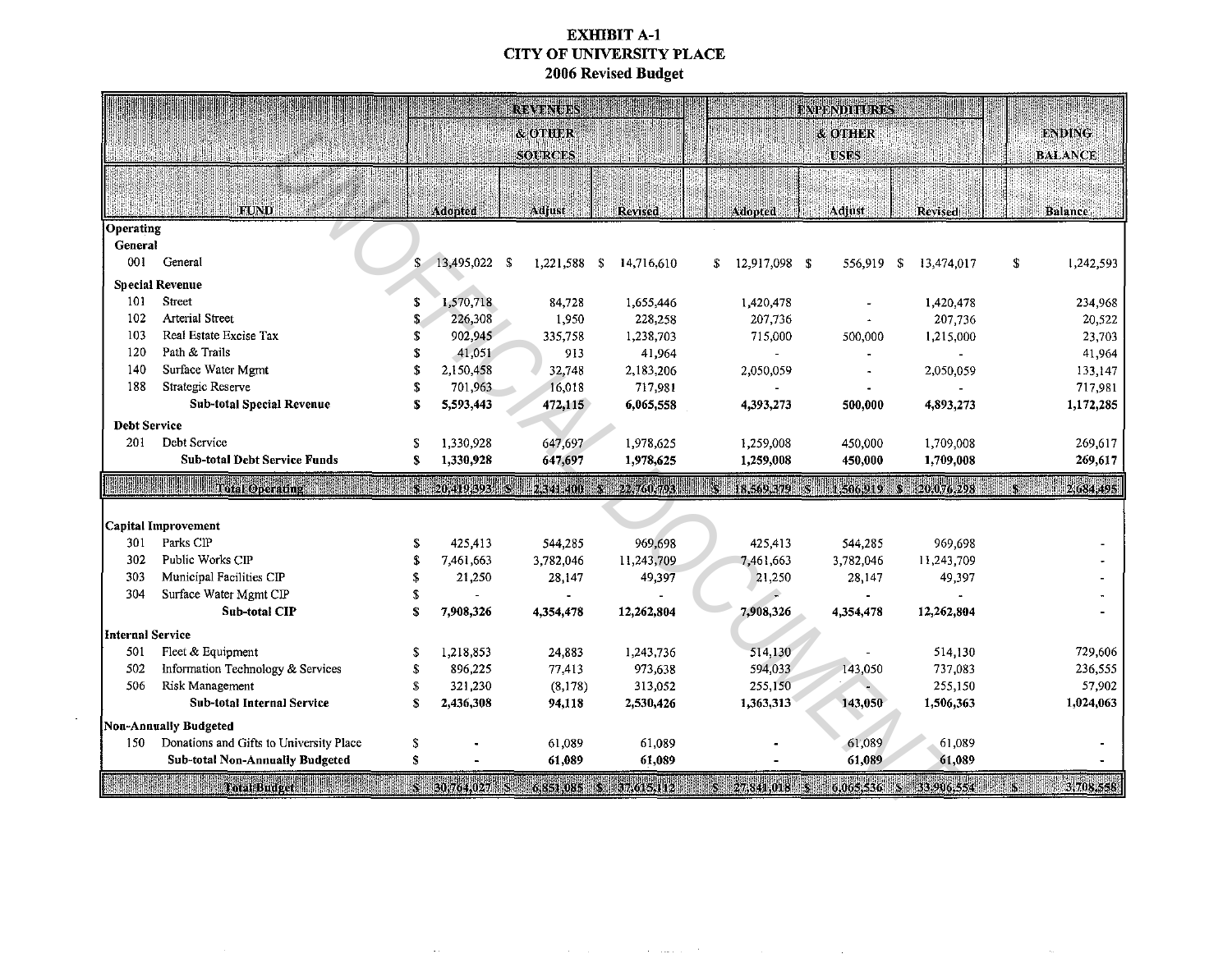**EXHIBIT A-1**
**CITY OF UNIVERSITY PLACE**
**2006 Revised Budget**

| | | REVENUES & OTHER SOURCES | | | EXPENDITURES & OTHER USES | | | ENDING BALANCE |
|---|---|---|---|---|---|---|---|---|
| | FUND | Adopted | Adjust | Revised | Adopted | Adjust | Revised | Balance |
| **Operating** | | | | | | | | |
| **General** | | | | | | | | |
| 001 | General | $ 13,495,022 | $ 1,221,588 | $ 14,716,610 | $ 12,917,098 | $ 556,919 | $ 13,474,017 | $ 1,242,593 |
| **Special Revenue** | | | | | | | | |
| 101 | Street | $ 1,570,718 | 84,728 | 1,655,446 | 1,420,478 | - | 1,420,478 | 234,968 |
| 102 | Arterial Street | $ 226,308 | 1,950 | 228,258 | 207,736 | - | 207,736 | 20,522 |
| 103 | Real Estate Excise Tax | $ 902,945 | 335,758 | 1,238,703 | 715,000 | 500,000 | 1,215,000 | 23,703 |
| 120 | Path & Trails | $ 41,051 | 913 | 41,964 | - | - | - | 41,964 |
| 140 | Surface Water Mgmt | $ 2,150,458 | 32,748 | 2,183,206 | 2,050,059 | - | 2,050,059 | 133,147 |
| 188 | Strategic Reserve | $ 701,963 | 16,018 | 717,981 | - | - | - | 717,981 |
| | **Sub-total Special Revenue** | **$ 5,593,443** | **472,115** | **6,065,558** | **4,393,273** | **500,000** | **4,893,273** | **1,172,285** |
| **Debt Service** | | | | | | | | |
| 201 | Debt Service | $ 1,330,928 | 647,697 | 1,978,625 | 1,259,008 | 450,000 | 1,709,008 | 269,617 |
| | **Sub-total Debt Service Funds** | **$ 1,330,928** | **647,697** | **1,978,625** | **1,259,008** | **450,000** | **1,709,008** | **269,617** |
| | **Total Operating** | **$ 20,419,393** | **$ 2,341,400** | **$ 22,760,793** | **$ 18,569,379** | **$ 1,506,919** | **$ 20,076,298** | **$ 2,684,495** |
| **Capital Improvement** | | | | | | | | |
| 301 | Parks CIP | $ 425,413 | 544,285 | 969,698 | 425,413 | 544,285 | 969,698 | - |
| 302 | Public Works CIP | $ 7,461,663 | 3,782,046 | 11,243,709 | 7,461,663 | 3,782,046 | 11,243,709 | - |
| 303 | Municipal Facilities CIP | $ 21,250 | 28,147 | 49,397 | 21,250 | 28,147 | 49,397 | - |
| 304 | Surface Water Mgmt CIP | $ - | - | - | - | - | - | - |
| | **Sub-total CIP** | **$ 7,908,326** | **4,354,478** | **12,262,804** | **7,908,326** | **4,354,478** | **12,262,804** | **-** |
| **Internal Service** | | | | | | | | |
| 501 | Fleet & Equipment | $ 1,218,853 | 24,883 | 1,243,736 | 514,130 | - | 514,130 | 729,606 |
| 502 | Information Technology & Services | $ 896,225 | 77,413 | 973,638 | 594,033 | 143,050 | 737,083 | 236,555 |
| 506 | Risk Management | $ 321,230 | (8,178) | 313,052 | 255,150 | - | 255,150 | 57,902 |
| | **Sub-total Internal Service** | **$ 2,436,308** | **94,118** | **2,530,426** | **1,363,313** | **143,050** | **1,506,363** | **1,024,063** |
| **Non-Annually Budgeted** | | | | | | | | |
| 150 | Donations and Gifts to University Place | $ - | 61,089 | 61,089 | - | 61,089 | 61,089 | - |
| | **Sub-total Non-Annually Budgeted** | **$ -** | **61,089** | **61,089** | **-** | **61,089** | **61,089** | **-** |
| | **Total Budget** | **$ 30,764,027** | **$ 6,851,085** | **$ 37,615,112** | **$ 27,841,018** | **$ 6,065,536** | **$ 33,906,554** | **$ 3,708,558** |